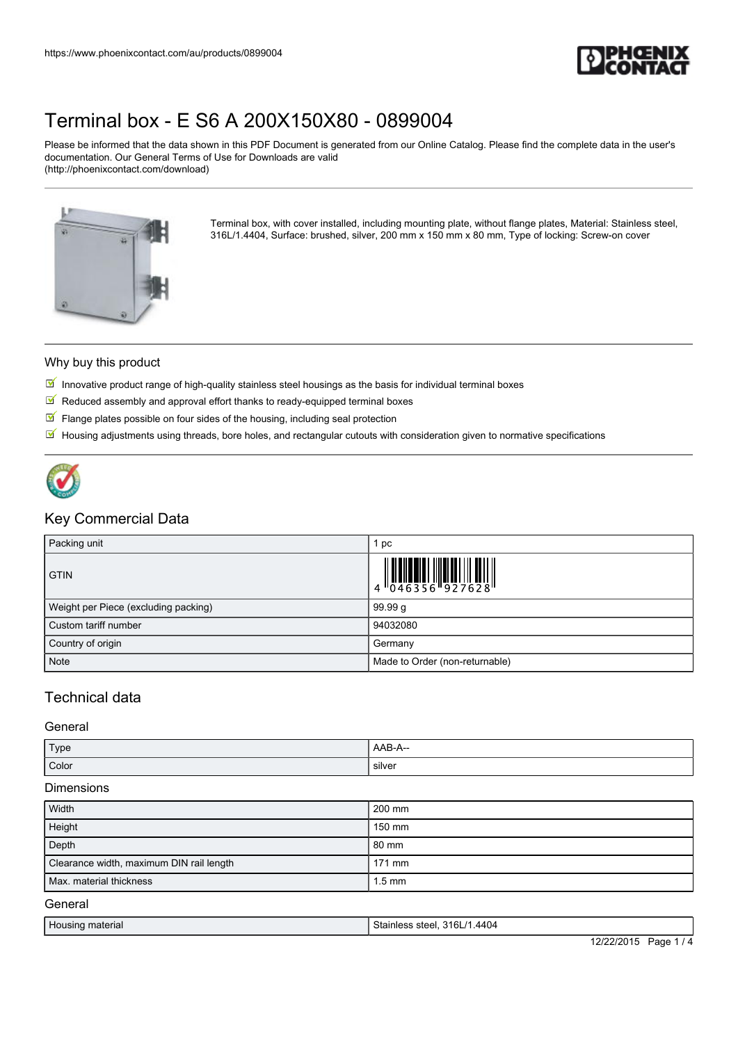https://www.phoenixcontact.com/au/products/0899004

# Terminal box - E S6 A 200X150X80 - 0899004

Please be informed that the data shown in this PDF Document is generated from our Online Catalog. Please find the complete data in the user's documentation. Our General Terms of Use for Downloads are valid (http://phoenixcontact.com/download)

Terminal box, with cover installed, including mounting plate, without flange plates, Material: Stainless steel, 316L/1.4404, Surface: brushed, silver, 200 mm x 150 mm x 80 mm, Type of locking: Screw-on cover

## Why buy this product

- Innovative product range of high-quality stainless steel housings as the basis for individual terminal boxes
- Reduced assembly and approval effort thanks to ready-equipped terminal boxes
- Flange plates possible on four sides of the housing, including seal protection
- Housing adjustments using threads, bore holes, and rectangular cutouts with consideration given to normative specifications

## Key Commercial Data

| Packing unit | 1 pc |
| --- | --- |
| GTIN | 4 046356 927628 |
| Weight per Piece (excluding packing) | 99.99 g |
| Custom tariff number | 94032080 |
| Country of origin | Germany |
| Note | Made to Order (non-returnable) |

## Technical data

### General

| Type | AAB-A-- |
| --- | --- |
| Color | silver |

### Dimensions

| Width | 200 mm |
| --- | --- |
| Height | 150 mm |
| Depth | 80 mm |
| Clearance width, maximum DIN rail length | 171 mm |
| Max. material thickness | 1.5 mm |

### General

| Housing material | Stainless steel, 316L/1.4404 |
| --- | --- |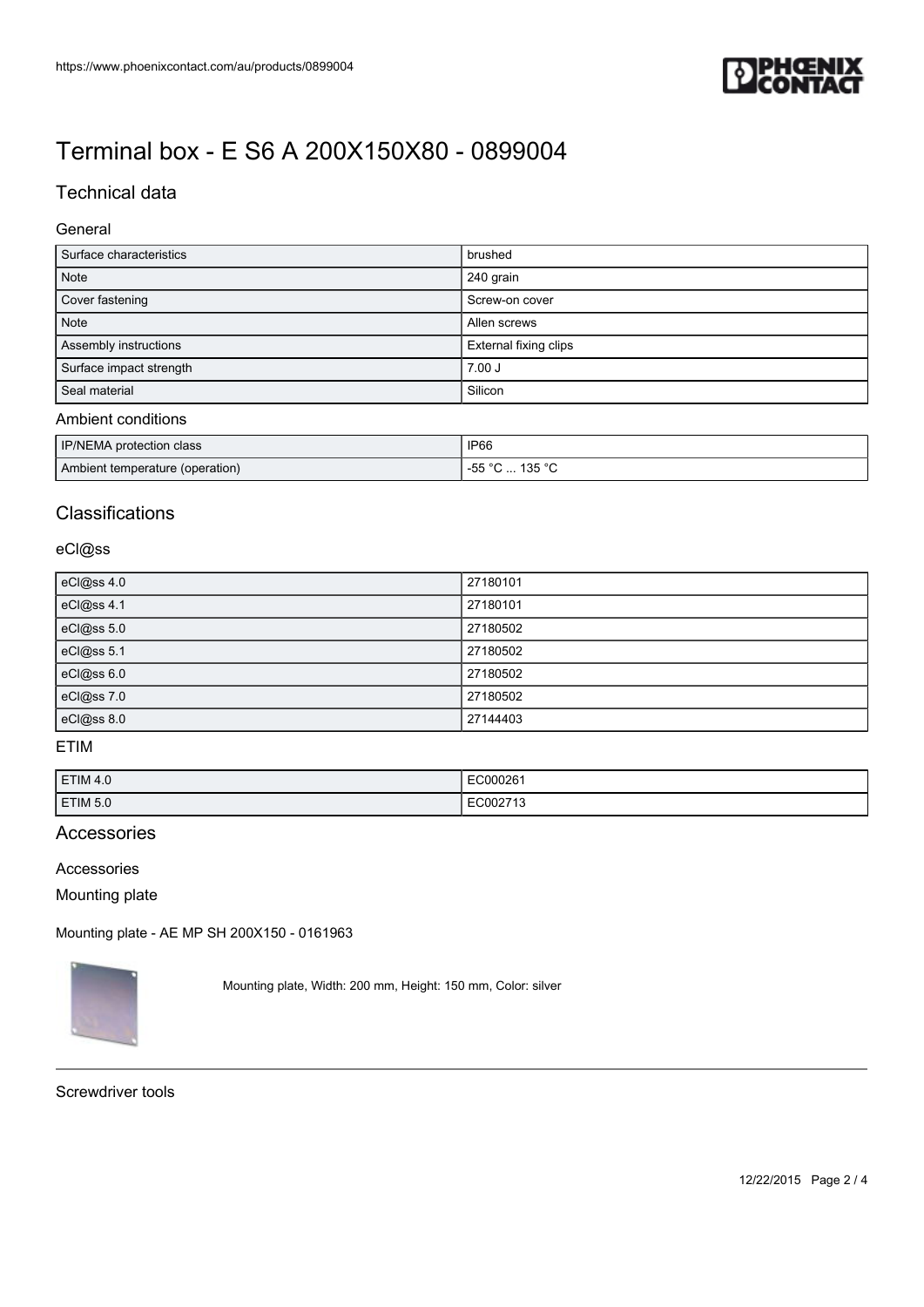# Terminal box - E S6 A 200X150X80 - 0899004

## Technical data

### General

| | |
|---|---|
| Surface characteristics | brushed |
| Note | 240 grain |
| Cover fastening | Screw-on cover |
| Note | Allen screws |
| Assembly instructions | External fixing clips |
| Surface impact strength | 7.00 J |
| Seal material | Silicon |

### Ambient conditions

| | |
|---|---|
| IP/NEMA protection class | IP66 |
| Ambient temperature (operation) | -55 °C ... 135 °C |

## Classifications

### eCl@ss

| | |
|---|---|
| eCl@ss 4.0 | 27180101 |
| eCl@ss 4.1 | 27180101 |
| eCl@ss 5.0 | 27180502 |
| eCl@ss 5.1 | 27180502 |
| eCl@ss 6.0 | 27180502 |
| eCl@ss 7.0 | 27180502 |
| eCl@ss 8.0 | 27144403 |

### ETIM

| | |
|---|---|
| ETIM 4.0 | EC000261 |
| ETIM 5.0 | EC002713 |

## Accessories

Accessories

Mounting plate

Mounting plate - AE MP SH 200X150 - 0161963

Mounting plate, Width: 200 mm, Height: 150 mm, Color: silver

Screwdriver tools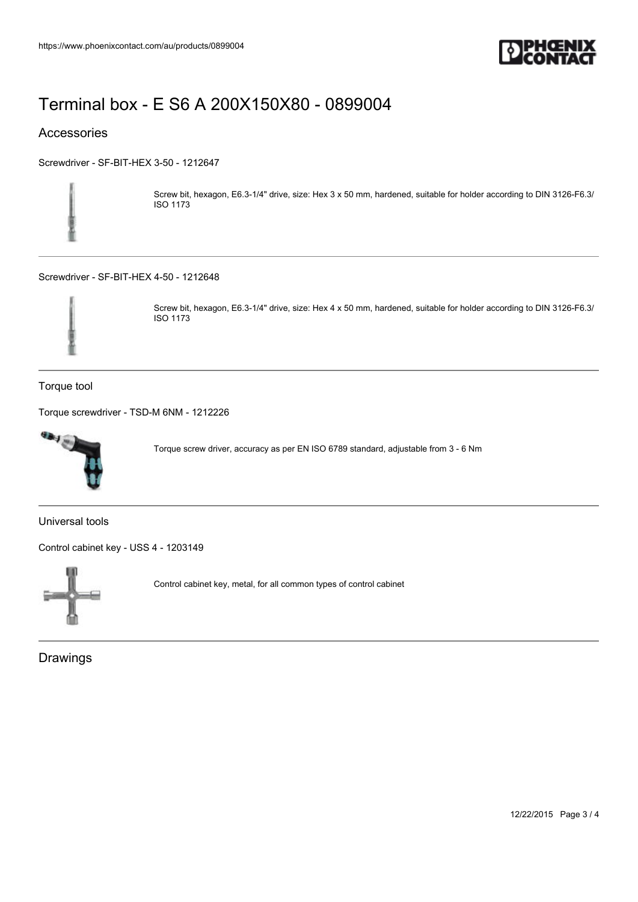# Terminal box - E S6 A 200X150X80 - 0899004

## Accessories

Screwdriver - SF-BIT-HEX 3-50 - 1212647

Screw bit, hexagon, E6.3-1/4" drive, size: Hex 3 x 50 mm, hardened, suitable for holder according to DIN 3126-F6.3/ ISO 1173

Screwdriver - SF-BIT-HEX 4-50 - 1212648

Screw bit, hexagon, E6.3-1/4" drive, size: Hex 4 x 50 mm, hardened, suitable for holder according to DIN 3126-F6.3/ ISO 1173

### Torque tool

Torque screwdriver - TSD-M 6NM - 1212226

Torque screw driver, accuracy as per EN ISO 6789 standard, adjustable from 3 - 6 Nm

### Universal tools

Control cabinet key - USS 4 - 1203149

Control cabinet key, metal, for all common types of control cabinet

## Drawings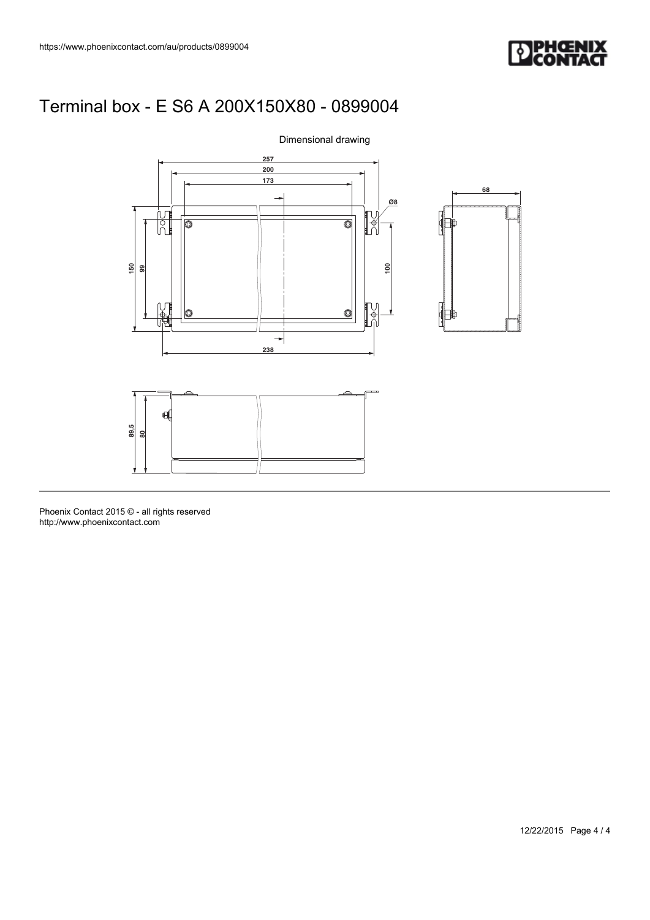# Terminal box - E S6 A 200X150X80 - 0899004

Dimensional drawing

257
200
173
Ø8
68
150
99
100
238
89,5
80